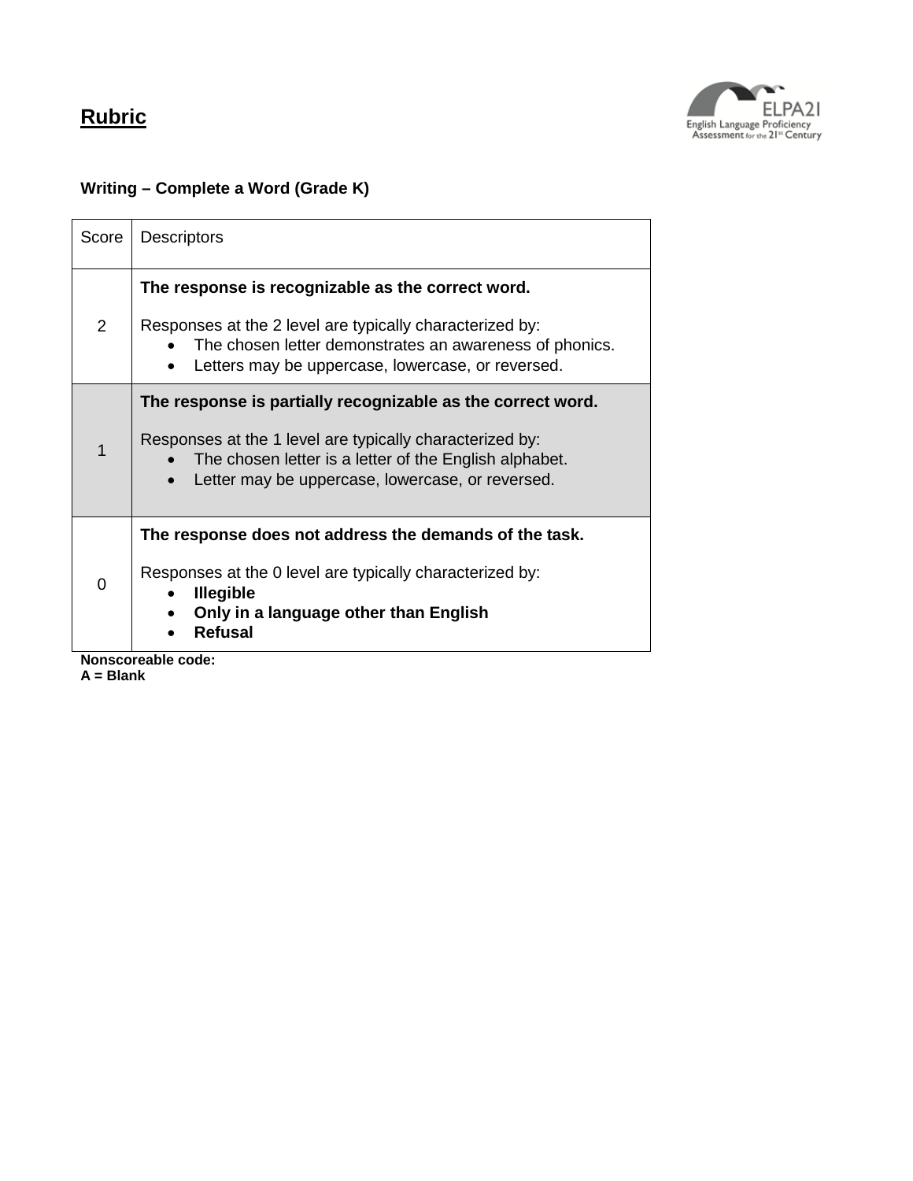# Rubric

ELPA21
English Language Proficiency Assessment for the 21st Century

### Writing – Complete a Word (Grade K)

| Score | Descriptors |
|---|---|
| 2 | **The response is recognizable as the correct word.**<br><br>Responses at the 2 level are typically characterized by:<br>• The chosen letter demonstrates an awareness of phonics.<br>• Letters may be uppercase, lowercase, or reversed. |
| 1 | **The response is partially recognizable as the correct word.**<br><br>Responses at the 1 level are typically characterized by:<br>• The chosen letter is a letter of the English alphabet.<br>• Letter may be uppercase, lowercase, or reversed. |
| 0 | **The response does not address the demands of the task.**<br><br>Responses at the 0 level are typically characterized by:<br>• **Illegible**<br>• **Only in a language other than English**<br>• **Refusal** |

**Nonscoreable code:**
**A = Blank**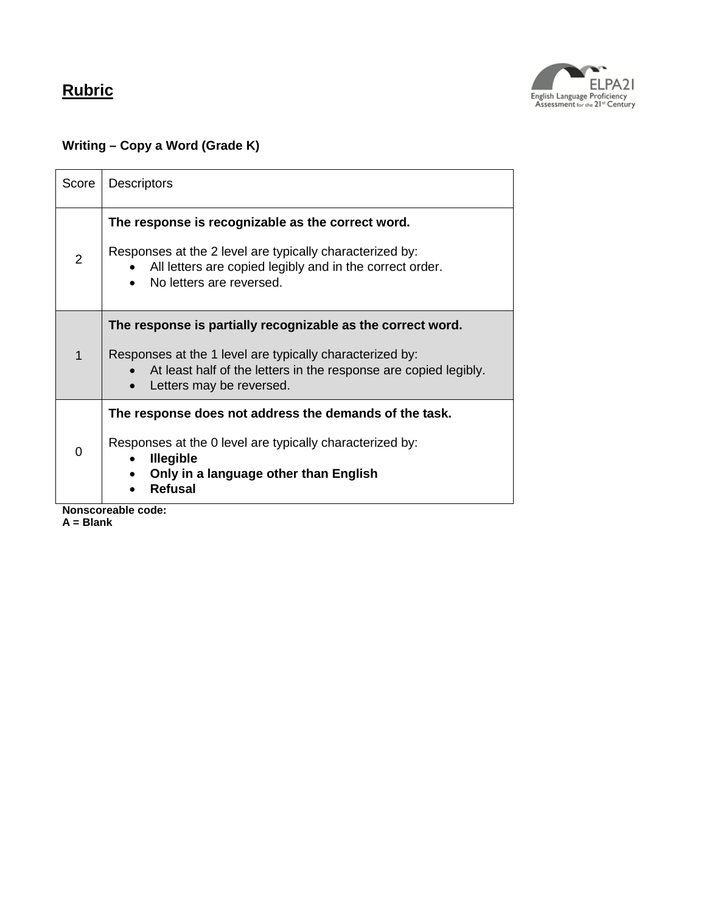## Rubric

### Writing – Copy a Word (Grade K)

| Score | Descriptors |
|---|---|
| 2 | **The response is recognizable as the correct word.**<br><br>Responses at the 2 level are typically characterized by:<br>• All letters are copied legibly and in the correct order.<br>• No letters are reversed. |
| 1 | **The response is partially recognizable as the correct word.**<br><br>Responses at the 1 level are typically characterized by:<br>• At least half of the letters in the response are copied legibly.<br>• Letters may be reversed. |
| 0 | **The response does not address the demands of the task.**<br><br>Responses at the 0 level are typically characterized by:<br>• **Illegible**<br>• **Only in a language other than English**<br>• **Refusal** |

**Nonscoreable code:**
**A = Blank**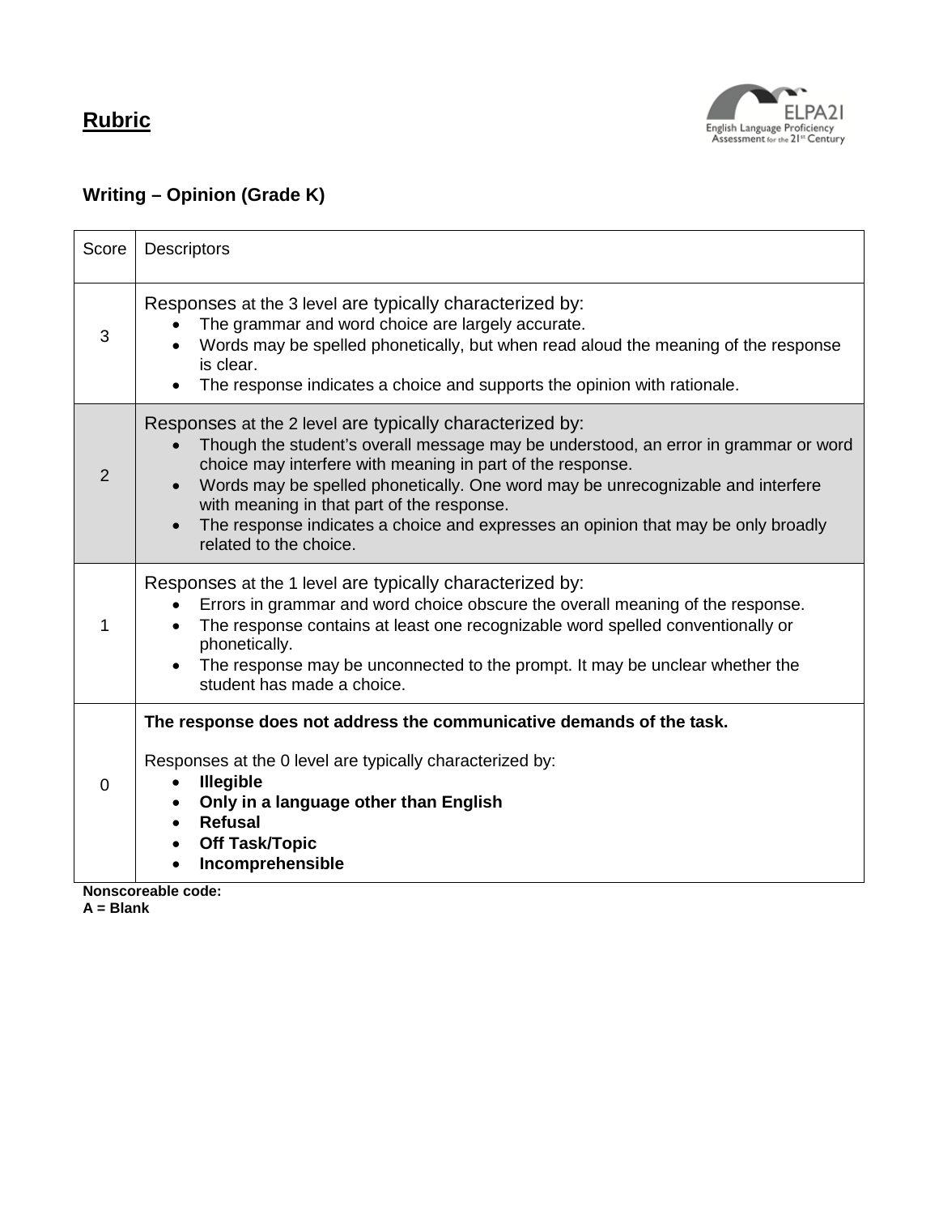## Rubric

### Writing – Opinion (Grade K)

| Score | Descriptors |
|---|---|
| 3 | Responses at the 3 level are typically characterized by:<br>• The grammar and word choice are largely accurate.<br>• Words may be spelled phonetically, but when read aloud the meaning of the response is clear.<br>• The response indicates a choice and supports the opinion with rationale. |
| 2 | Responses at the 2 level are typically characterized by:<br>• Though the student's overall message may be understood, an error in grammar or word choice may interfere with meaning in part of the response.<br>• Words may be spelled phonetically. One word may be unrecognizable and interfere with meaning in that part of the response.<br>• The response indicates a choice and expresses an opinion that may be only broadly related to the choice. |
| 1 | Responses at the 1 level are typically characterized by:<br>• Errors in grammar and word choice obscure the overall meaning of the response.<br>• The response contains at least one recognizable word spelled conventionally or phonetically.<br>• The response may be unconnected to the prompt. It may be unclear whether the student has made a choice. |
| 0 | **The response does not address the communicative demands of the task.**<br><br>Responses at the 0 level are typically characterized by:<br>• **Illegible**<br>• **Only in a language other than English**<br>• **Refusal**<br>• **Off Task/Topic**<br>• **Incomprehensible** |

**Nonscoreable code:**
**A = Blank**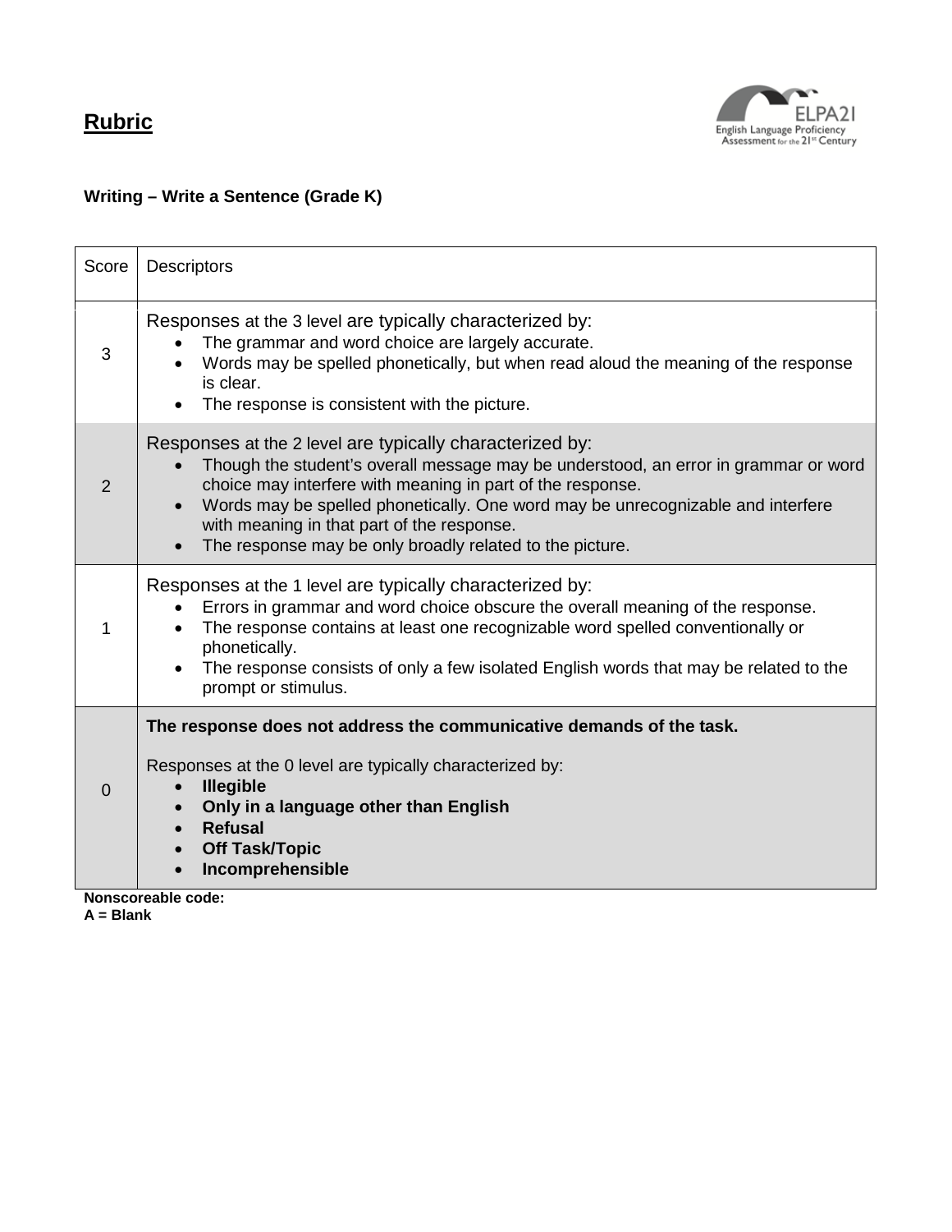## Rubric

ELPA21
English Language Proficiency Assessment for the 21st Century

**Writing – Write a Sentence (Grade K)**

| Score | Descriptors |
|---|---|
| 3 | Responses at the 3 level are typically characterized by:<br>• The grammar and word choice are largely accurate.<br>• Words may be spelled phonetically, but when read aloud the meaning of the response is clear.<br>• The response is consistent with the picture. |
| 2 | Responses at the 2 level are typically characterized by:<br>• Though the student's overall message may be understood, an error in grammar or word choice may interfere with meaning in part of the response.<br>• Words may be spelled phonetically. One word may be unrecognizable and interfere with meaning in that part of the response.<br>• The response may be only broadly related to the picture. |
| 1 | Responses at the 1 level are typically characterized by:<br>• Errors in grammar and word choice obscure the overall meaning of the response.<br>• The response contains at least one recognizable word spelled conventionally or phonetically.<br>• The response consists of only a few isolated English words that may be related to the prompt or stimulus. |
| 0 | **The response does not address the communicative demands of the task.**<br><br>Responses at the 0 level are typically characterized by:<br>• **Illegible**<br>• **Only in a language other than English**<br>• **Refusal**<br>• **Off Task/Topic**<br>• **Incomprehensible** |

**Nonscoreable code:**
**A = Blank**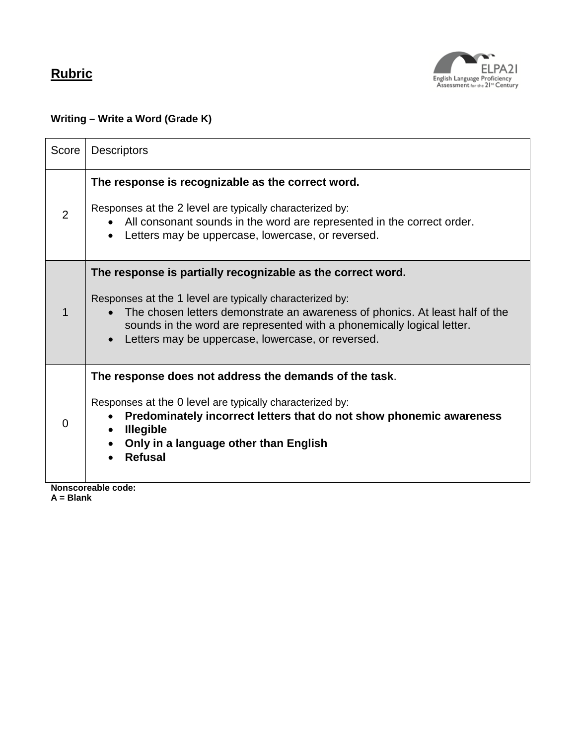# **Rubric**

**Writing – Write a Word (Grade K)**

| Score | Descriptors |
|---|---|
| 2 | **The response is recognizable as the correct word.**<br><br>Responses at the 2 level are typically characterized by:<br>• All consonant sounds in the word are represented in the correct order.<br>• Letters may be uppercase, lowercase, or reversed. |
| 1 | **The response is partially recognizable as the correct word.**<br><br>Responses at the 1 level are typically characterized by:<br>• The chosen letters demonstrate an awareness of phonics. At least half of the sounds in the word are represented with a phonemically logical letter.<br>• Letters may be uppercase, lowercase, or reversed. |
| 0 | **The response does not address the demands of the task**.<br><br>Responses at the 0 level are typically characterized by:<br>• **Predominately incorrect letters that do not show phonemic awareness**<br>• **Illegible**<br>• **Only in a language other than English**<br>• **Refusal** |

**Nonscoreable code:**
**A = Blank**